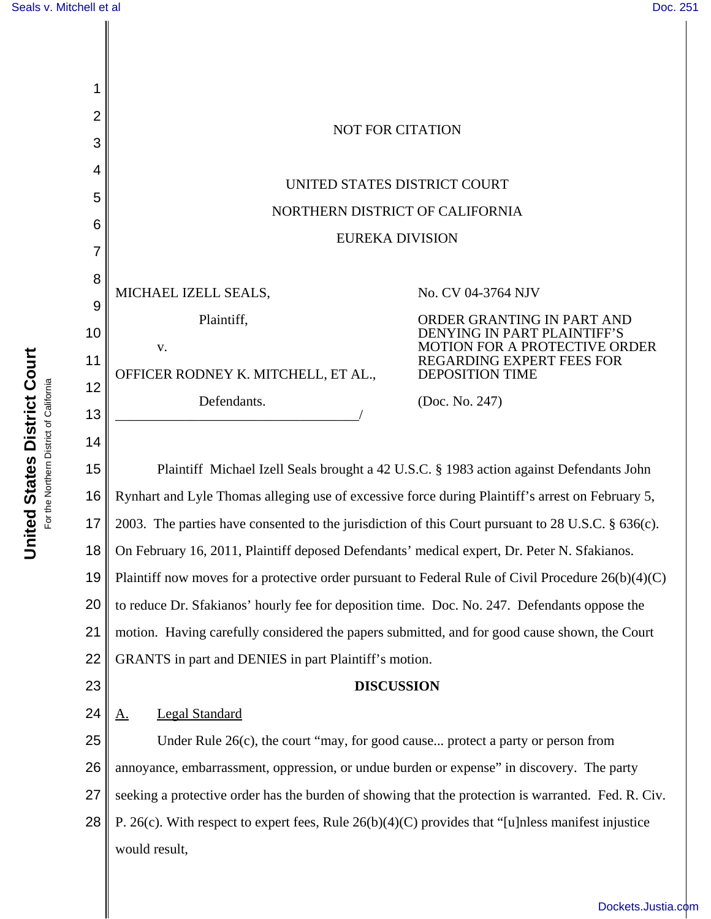NOT FOR CITATION

UNITED STATES DISTRICT COURT

NORTHERN DISTRICT OF CALIFORNIA

EUREKA DIVISION

MICHAEL IZELL SEALS,

Plaintiff,

v.

OFFICER RODNEY K. MITCHELL, ET AL.,

Defendants.

No. CV 04-3764 NJV

ORDER GRANTING IN PART AND DENYING IN PART PLAINTIFF'S MOTION FOR A PROTECTIVE ORDER REGARDING EXPERT FEES FOR DEPOSITION TIME

(Doc. No. 247)

Plaintiff Michael Izell Seals brought a 42 U.S.C. § 1983 action against Defendants John Rynhart and Lyle Thomas alleging use of excessive force during Plaintiff's arrest on February 5, 2003. The parties have consented to the jurisdiction of this Court pursuant to 28 U.S.C. § 636(c). On February 16, 2011, Plaintiff deposed Defendants' medical expert, Dr. Peter N. Sfakianos. Plaintiff now moves for a protective order pursuant to Federal Rule of Civil Procedure 26(b)(4)(C) to reduce Dr. Sfakianos' hourly fee for deposition time. Doc. No. 247. Defendants oppose the motion. Having carefully considered the papers submitted, and for good cause shown, the Court GRANTS in part and DENIES in part Plaintiff's motion.

## DISCUSSION

### A. Legal Standard

Under Rule 26(c), the court "may, for good cause... protect a party or person from annoyance, embarrassment, oppression, or undue burden or expense" in discovery. The party seeking a protective order has the burden of showing that the protection is warranted. Fed. R. Civ. P. 26(c). With respect to expert fees, Rule 26(b)(4)(C) provides that "[u]nless manifest injustice would result,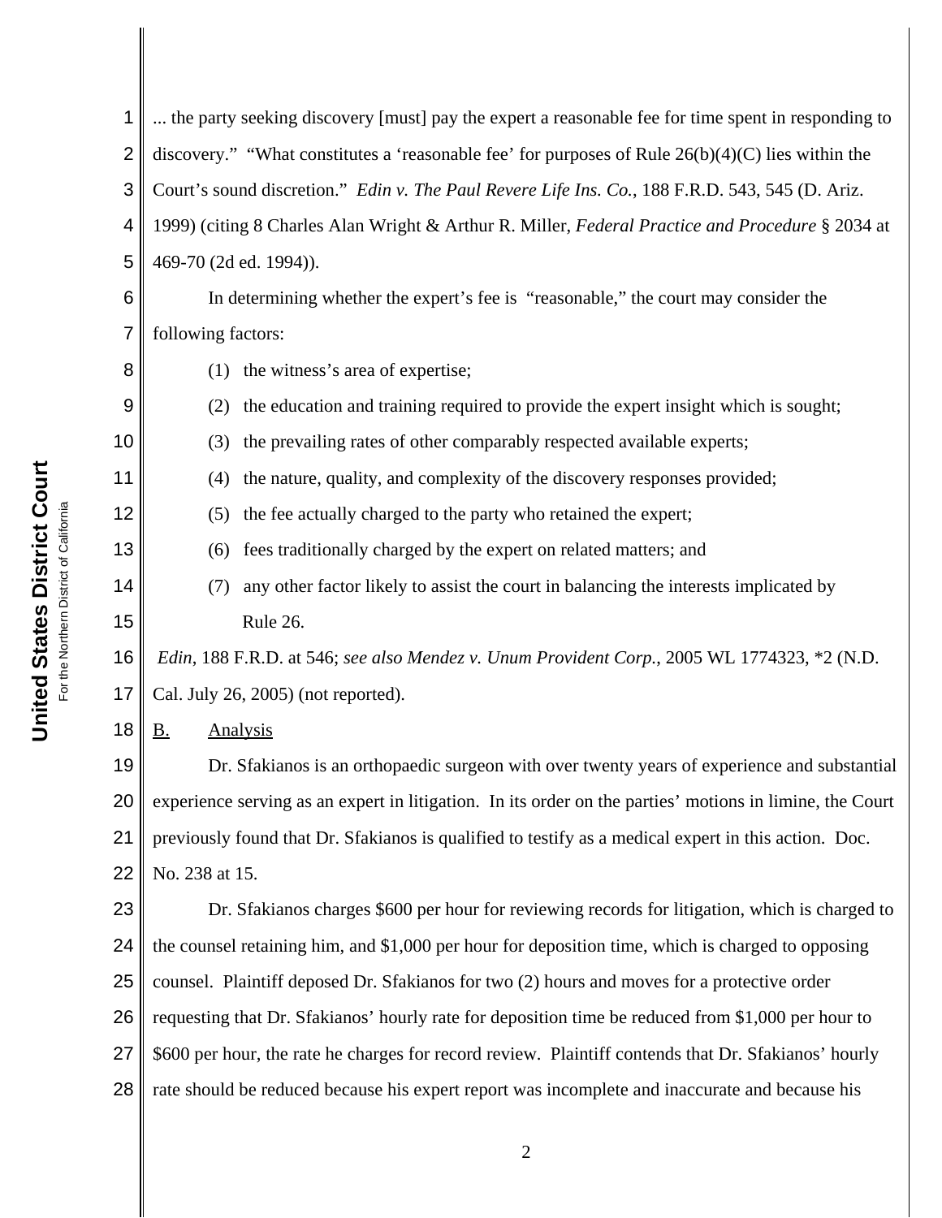... the party seeking discovery [must] pay the expert a reasonable fee for time spent in responding to discovery." "What constitutes a 'reasonable fee' for purposes of Rule 26(b)(4)(C) lies within the Court's sound discretion." *Edin v. The Paul Revere Life Ins. Co.*, 188 F.R.D. 543, 545 (D. Ariz. 1999) (citing 8 Charles Alan Wright & Arthur R. Miller, *Federal Practice and Procedure* § 2034 at 469-70 (2d ed. 1994)).

In determining whether the expert's fee is "reasonable," the court may consider the following factors:

(1) the witness's area of expertise;

(2) the education and training required to provide the expert insight which is sought;

(3) the prevailing rates of other comparably respected available experts;

(4) the nature, quality, and complexity of the discovery responses provided;

(5) the fee actually charged to the party who retained the expert;

(6) fees traditionally charged by the expert on related matters; and

(7) any other factor likely to assist the court in balancing the interests implicated by Rule 26.

*Edin*, 188 F.R.D. at 546; *see also Mendez v. Unum Provident Corp.*, 2005 WL 1774323, *2 (N.D. Cal. July 26, 2005) (not reported).

B. Analysis

Dr. Sfakianos is an orthopaedic surgeon with over twenty years of experience and substantial experience serving as an expert in litigation. In its order on the parties' motions in limine, the Court previously found that Dr. Sfakianos is qualified to testify as a medical expert in this action. Doc. No. 238 at 15.

Dr. Sfakianos charges $600 per hour for reviewing records for litigation, which is charged to the counsel retaining him, and $1,000 per hour for deposition time, which is charged to opposing counsel. Plaintiff deposed Dr. Sfakianos for two (2) hours and moves for a protective order requesting that Dr. Sfakianos' hourly rate for deposition time be reduced from $1,000 per hour to $600 per hour, the rate he charges for record review. Plaintiff contends that Dr. Sfakianos' hourly rate should be reduced because his expert report was incomplete and inaccurate and because his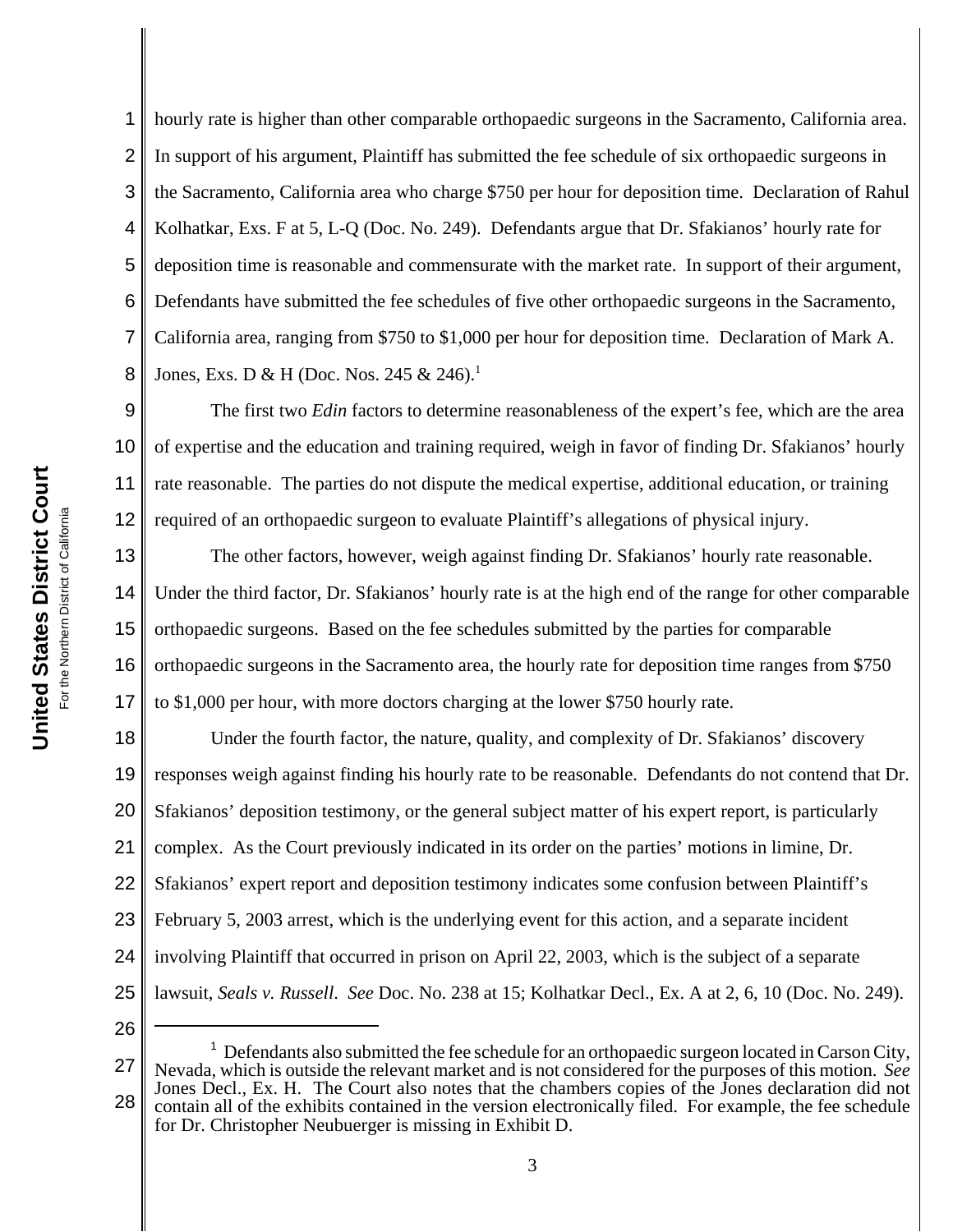hourly rate is higher than other comparable orthopaedic surgeons in the Sacramento, California area. In support of his argument, Plaintiff has submitted the fee schedule of six orthopaedic surgeons in the Sacramento, California area who charge $750 per hour for deposition time. Declaration of Rahul Kolhatkar, Exs. F at 5, L-Q (Doc. No. 249). Defendants argue that Dr. Sfakianos' hourly rate for deposition time is reasonable and commensurate with the market rate. In support of their argument, Defendants have submitted the fee schedules of five other orthopaedic surgeons in the Sacramento, California area, ranging from $750 to $1,000 per hour for deposition time. Declaration of Mark A. Jones, Exs. D & H (Doc. Nos. 245 & 246).[1]

The first two *Edin* factors to determine reasonableness of the expert's fee, which are the area of expertise and the education and training required, weigh in favor of finding Dr. Sfakianos' hourly rate reasonable. The parties do not dispute the medical expertise, additional education, or training required of an orthopaedic surgeon to evaluate Plaintiff's allegations of physical injury.

The other factors, however, weigh against finding Dr. Sfakianos' hourly rate reasonable. Under the third factor, Dr. Sfakianos' hourly rate is at the high end of the range for other comparable orthopaedic surgeons. Based on the fee schedules submitted by the parties for comparable orthopaedic surgeons in the Sacramento area, the hourly rate for deposition time ranges from $750 to $1,000 per hour, with more doctors charging at the lower $750 hourly rate.

Under the fourth factor, the nature, quality, and complexity of Dr. Sfakianos' discovery responses weigh against finding his hourly rate to be reasonable. Defendants do not contend that Dr. Sfakianos' deposition testimony, or the general subject matter of his expert report, is particularly complex. As the Court previously indicated in its order on the parties' motions in limine, Dr. Sfakianos' expert report and deposition testimony indicates some confusion between Plaintiff's February 5, 2003 arrest, which is the underlying event for this action, and a separate incident involving Plaintiff that occurred in prison on April 22, 2003, which is the subject of a separate lawsuit, *Seals v. Russell*. *See* Doc. No. 238 at 15; Kolhatkar Decl., Ex. A at 2, 6, 10 (Doc. No. 249).

---

[1] Defendants also submitted the fee schedule for an orthopaedic surgeon located in Carson City, Nevada, which is outside the relevant market and is not considered for the purposes of this motion. *See* Jones Decl., Ex. H. The Court also notes that the chambers copies of the Jones declaration did not contain all of the exhibits contained in the version electronically filed. For example, the fee schedule for Dr. Christopher Neubuerger is missing in Exhibit D.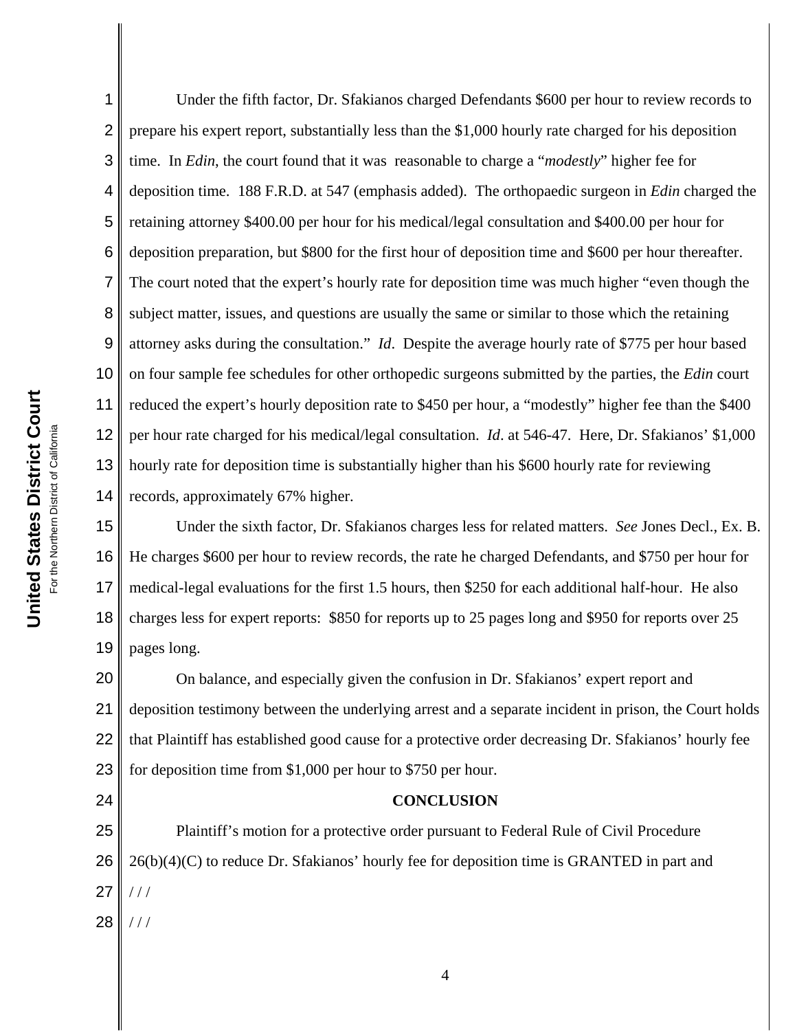Under the fifth factor, Dr. Sfakianos charged Defendants $600 per hour to review records to prepare his expert report, substantially less than the $1,000 hourly rate charged for his deposition time. In *Edin*, the court found that it was reasonable to charge a "*modestly*" higher fee for deposition time. 188 F.R.D. at 547 (emphasis added). The orthopaedic surgeon in *Edin* charged the retaining attorney $400.00 per hour for his medical/legal consultation and $400.00 per hour for deposition preparation, but $800 for the first hour of deposition time and $600 per hour thereafter. The court noted that the expert's hourly rate for deposition time was much higher "even though the subject matter, issues, and questions are usually the same or similar to those which the retaining attorney asks during the consultation." *Id*. Despite the average hourly rate of $775 per hour based on four sample fee schedules for other orthopedic surgeons submitted by the parties, the *Edin* court reduced the expert's hourly deposition rate to $450 per hour, a "modestly" higher fee than the $400 per hour rate charged for his medical/legal consultation. *Id*. at 546-47. Here, Dr. Sfakianos' $1,000 hourly rate for deposition time is substantially higher than his $600 hourly rate for reviewing records, approximately 67% higher.

Under the sixth factor, Dr. Sfakianos charges less for related matters. *See* Jones Decl., Ex. B. He charges $600 per hour to review records, the rate he charged Defendants, and $750 per hour for medical-legal evaluations for the first 1.5 hours, then $250 for each additional half-hour. He also charges less for expert reports: $850 for reports up to 25 pages long and $950 for reports over 25 pages long.

On balance, and especially given the confusion in Dr. Sfakianos' expert report and deposition testimony between the underlying arrest and a separate incident in prison, the Court holds that Plaintiff has established good cause for a protective order decreasing Dr. Sfakianos' hourly fee for deposition time from $1,000 per hour to $750 per hour.

**CONCLUSION**

Plaintiff's motion for a protective order pursuant to Federal Rule of Civil Procedure 26(b)(4)(C) to reduce Dr. Sfakianos' hourly fee for deposition time is GRANTED in part and

/ / /

/ / /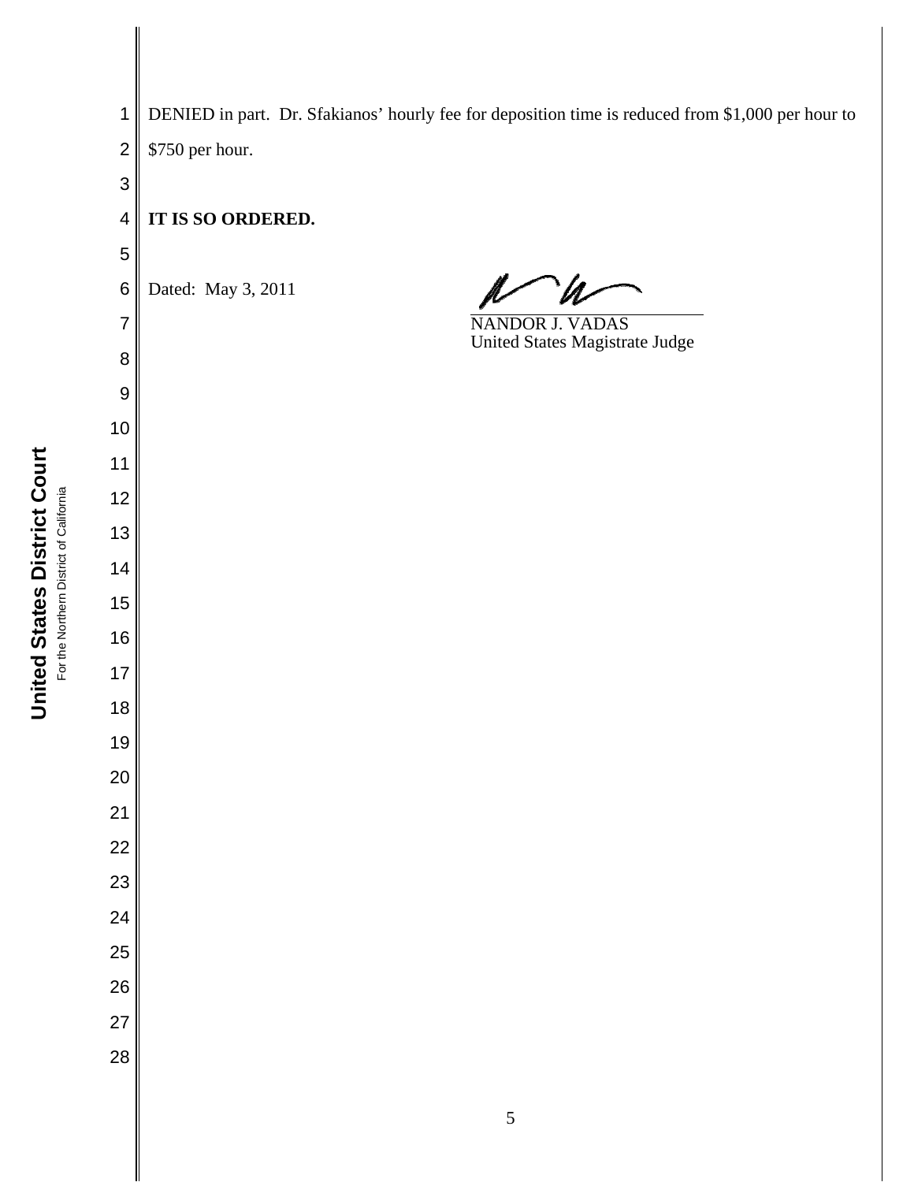DENIED in part. Dr. Sfakianos' hourly fee for deposition time is reduced from $1,000 per hour to $750 per hour.

**IT IS SO ORDERED.**

Dated: May 3, 2011

NANDOR J. VADAS
United States Magistrate Judge